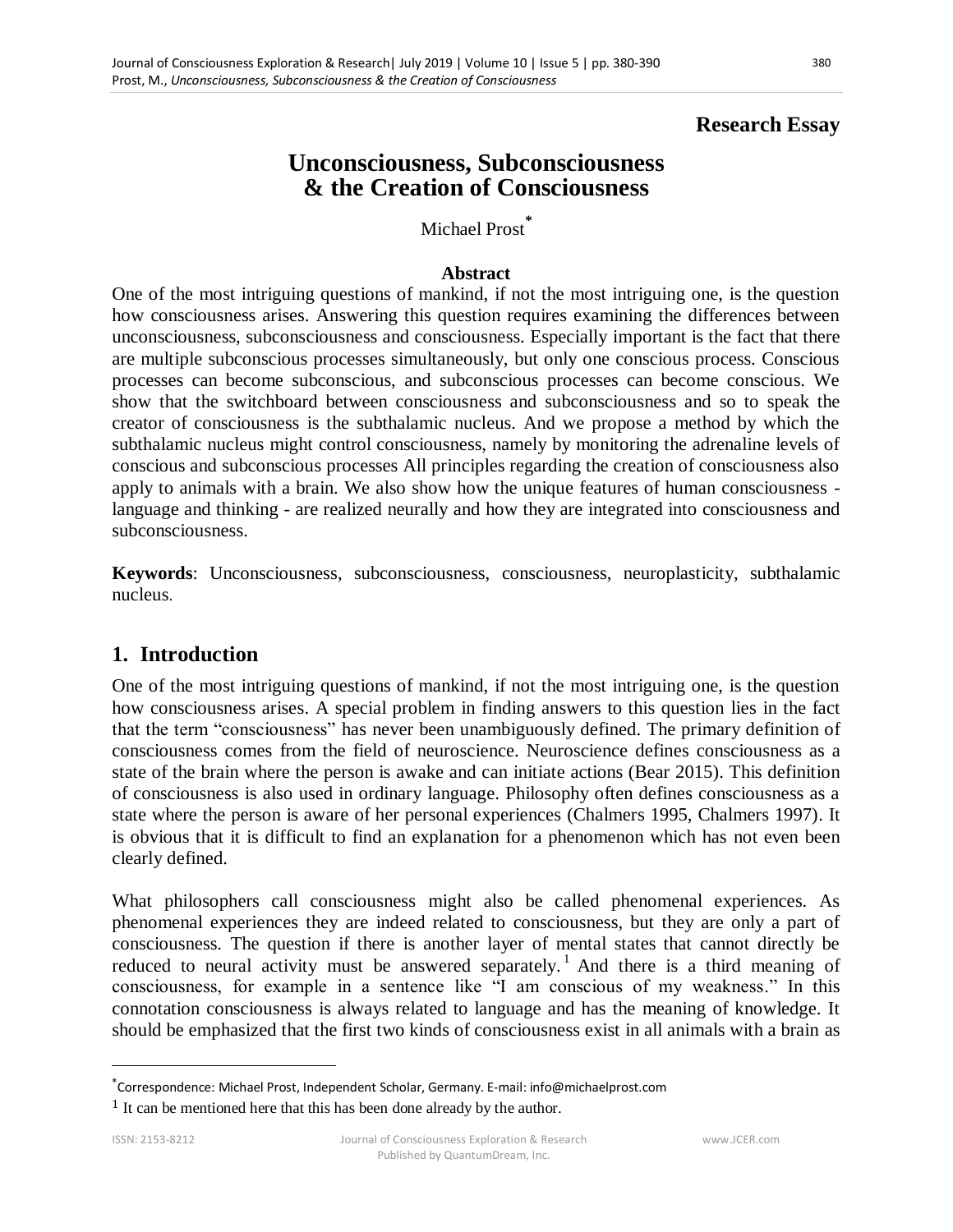**Research Essay**

# Unconsciousness, Subconsciousness & the Creation of Consciousness

Michael Prost[*]

**Abstract**

One of the most intriguing questions of mankind, if not the most intriguing one, is the question how consciousness arises. Answering this question requires examining the differences between unconsciousness, subconsciousness and consciousness. Especially important is the fact that there are multiple subconscious processes simultaneously, but only one conscious process. Conscious processes can become subconscious, and subconscious processes can become conscious. We show that the switchboard between consciousness and subconsciousness and so to speak the creator of consciousness is the subthalamic nucleus. And we propose a method by which the subthalamic nucleus might control consciousness, namely by monitoring the adrenaline levels of conscious and subconscious processes All principles regarding the creation of consciousness also apply to animals with a brain. We also show how the unique features of human consciousness - language and thinking - are realized neurally and how they are integrated into consciousness and subconsciousness.

**Keywords**: Unconsciousness, subconsciousness, consciousness, neuroplasticity, subthalamic nucleus.

## 1. Introduction

One of the most intriguing questions of mankind, if not the most intriguing one, is the question how consciousness arises. A special problem in finding answers to this question lies in the fact that the term "consciousness" has never been unambiguously defined. The primary definition of consciousness comes from the field of neuroscience. Neuroscience defines consciousness as a state of the brain where the person is awake and can initiate actions (Bear 2015). This definition of consciousness is also used in ordinary language. Philosophy often defines consciousness as a state where the person is aware of her personal experiences (Chalmers 1995, Chalmers 1997). It is obvious that it is difficult to find an explanation for a phenomenon which has not even been clearly defined.

What philosophers call consciousness might also be called phenomenal experiences. As phenomenal experiences they are indeed related to consciousness, but they are only a part of consciousness. The question if there is another layer of mental states that cannot directly be reduced to neural activity must be answered separately.[1] And there is a third meaning of consciousness, for example in a sentence like "I am conscious of my weakness." In this connotation consciousness is always related to language and has the meaning of knowledge. It should be emphasized that the first two kinds of consciousness exist in all animals with a brain as

[*] Correspondence: Michael Prost, Independent Scholar, Germany. E-mail: info@michaelprost.com

[1] It can be mentioned here that this has been done already by the author.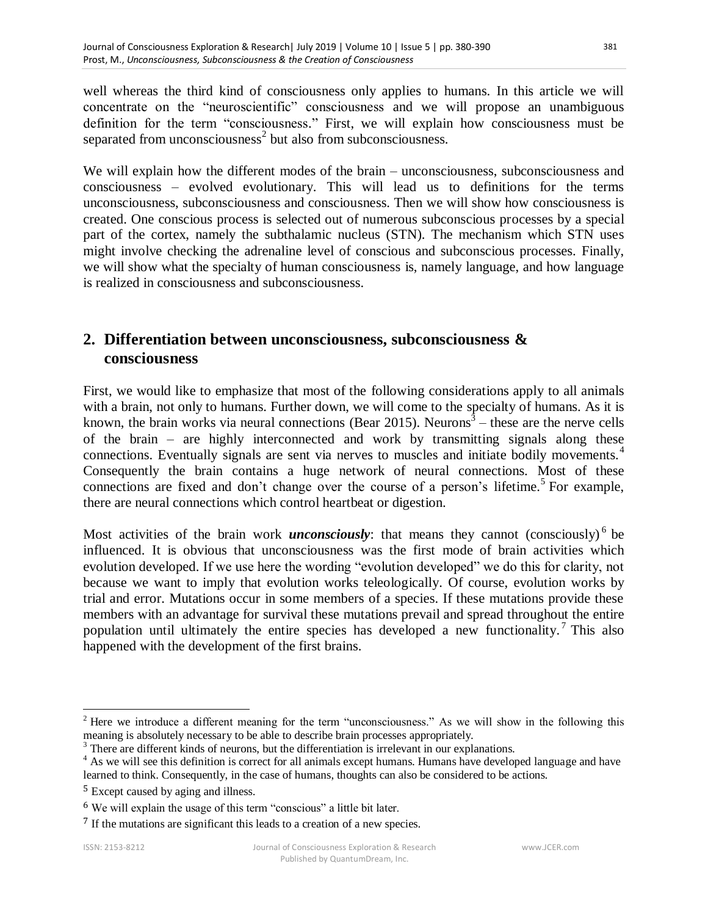well whereas the third kind of consciousness only applies to humans. In this article we will concentrate on the "neuroscientific" consciousness and we will propose an unambiguous definition for the term "consciousness." First, we will explain how consciousness must be separated from unconsciousness[2] but also from subconsciousness.

We will explain how the different modes of the brain – unconsciousness, subconsciousness and consciousness – evolved evolutionary. This will lead us to definitions for the terms unconsciousness, subconsciousness and consciousness. Then we will show how consciousness is created. One conscious process is selected out of numerous subconscious processes by a special part of the cortex, namely the subthalamic nucleus (STN). The mechanism which STN uses might involve checking the adrenaline level of conscious and subconscious processes. Finally, we will show what the specialty of human consciousness is, namely language, and how language is realized in consciousness and subconsciousness.

## 2. Differentiation between unconsciousness, subconsciousness & consciousness

First, we would like to emphasize that most of the following considerations apply to all animals with a brain, not only to humans. Further down, we will come to the specialty of humans. As it is known, the brain works via neural connections (Bear 2015). Neurons[3] – these are the nerve cells of the brain – are highly interconnected and work by transmitting signals along these connections. Eventually signals are sent via nerves to muscles and initiate bodily movements.[4] Consequently the brain contains a huge network of neural connections. Most of these connections are fixed and don't change over the course of a person's lifetime.[5] For example, there are neural connections which control heartbeat or digestion.

Most activities of the brain work ***unconsciously***: that means they cannot (consciously)[6] be influenced. It is obvious that unconsciousness was the first mode of brain activities which evolution developed. If we use here the wording "evolution developed" we do this for clarity, not because we want to imply that evolution works teleologically. Of course, evolution works by trial and error. Mutations occur in some members of a species. If these mutations provide these members with an advantage for survival these mutations prevail and spread throughout the entire population until ultimately the entire species has developed a new functionality.[7] This also happened with the development of the first brains.

---

[2] Here we introduce a different meaning for the term "unconsciousness." As we will show in the following this meaning is absolutely necessary to be able to describe brain processes appropriately.

[3] There are different kinds of neurons, but the differentiation is irrelevant in our explanations.

[4] As we will see this definition is correct for all animals except humans. Humans have developed language and have learned to think. Consequently, in the case of humans, thoughts can also be considered to be actions.

[5] Except caused by aging and illness.

[6] We will explain the usage of this term "conscious" a little bit later.

[7] If the mutations are significant this leads to a creation of a new species.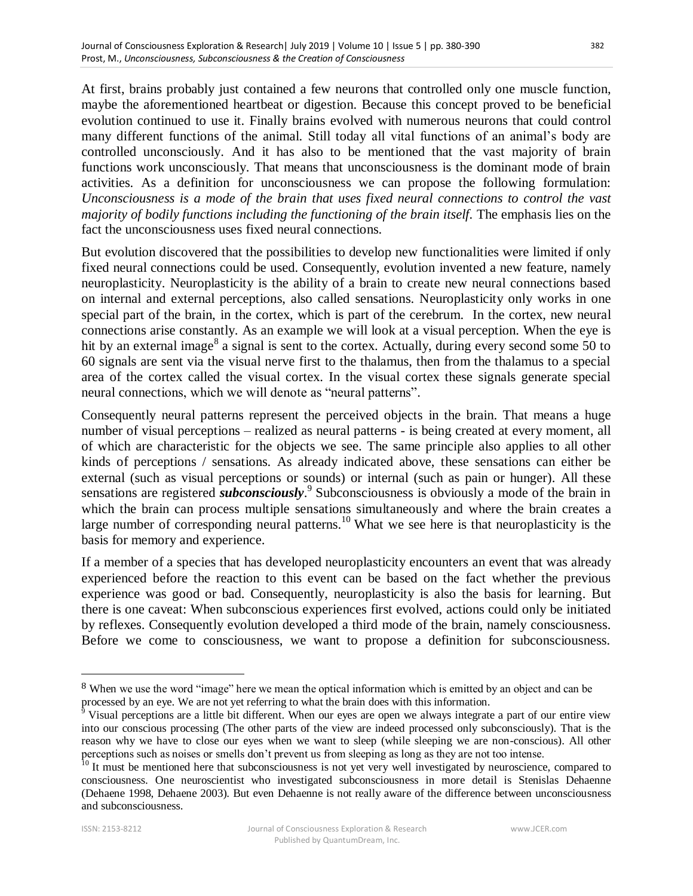At first, brains probably just contained a few neurons that controlled only one muscle function, maybe the aforementioned heartbeat or digestion. Because this concept proved to be beneficial evolution continued to use it. Finally brains evolved with numerous neurons that could control many different functions of the animal. Still today all vital functions of an animal's body are controlled unconsciously. And it has also to be mentioned that the vast majority of brain functions work unconsciously. That means that unconsciousness is the dominant mode of brain activities. As a definition for unconsciousness we can propose the following formulation: *Unconsciousness is a mode of the brain that uses fixed neural connections to control the vast majority of bodily functions including the functioning of the brain itself*. The emphasis lies on the fact the unconsciousness uses fixed neural connections.

But evolution discovered that the possibilities to develop new functionalities were limited if only fixed neural connections could be used. Consequently, evolution invented a new feature, namely neuroplasticity. Neuroplasticity is the ability of a brain to create new neural connections based on internal and external perceptions, also called sensations. Neuroplasticity only works in one special part of the brain, in the cortex, which is part of the cerebrum. In the cortex, new neural connections arise constantly. As an example we will look at a visual perception. When the eye is hit by an external image[8] a signal is sent to the cortex. Actually, during every second some 50 to 60 signals are sent via the visual nerve first to the thalamus, then from the thalamus to a special area of the cortex called the visual cortex. In the visual cortex these signals generate special neural connections, which we will denote as "neural patterns".

Consequently neural patterns represent the perceived objects in the brain. That means a huge number of visual perceptions – realized as neural patterns - is being created at every moment, all of which are characteristic for the objects we see. The same principle also applies to all other kinds of perceptions / sensations. As already indicated above, these sensations can either be external (such as visual perceptions or sounds) or internal (such as pain or hunger). All these sensations are registered ***subconsciously***.[9] Subconsciousness is obviously a mode of the brain in which the brain can process multiple sensations simultaneously and where the brain creates a large number of corresponding neural patterns.[10] What we see here is that neuroplasticity is the basis for memory and experience.

If a member of a species that has developed neuroplasticity encounters an event that was already experienced before the reaction to this event can be based on the fact whether the previous experience was good or bad. Consequently, neuroplasticity is also the basis for learning. But there is one caveat: When subconscious experiences first evolved, actions could only be initiated by reflexes. Consequently evolution developed a third mode of the brain, namely consciousness. Before we come to consciousness, we want to propose a definition for subconsciousness.

---

[8] When we use the word "image" here we mean the optical information which is emitted by an object and can be processed by an eye. We are not yet referring to what the brain does with this information.

[9] Visual perceptions are a little bit different. When our eyes are open we always integrate a part of our entire view into our conscious processing (The other parts of the view are indeed processed only subconsciously). That is the reason why we have to close our eyes when we want to sleep (while sleeping we are non-conscious). All other perceptions such as noises or smells don't prevent us from sleeping as long as they are not too intense.

[10] It must be mentioned here that subconsciousness is not yet very well investigated by neuroscience, compared to consciousness. One neuroscientist who investigated subconsciousness in more detail is Stenislas Dehaenne (Dehaene 1998, Dehaene 2003). But even Dehaenne is not really aware of the difference between unconsciousness and subconsciousness.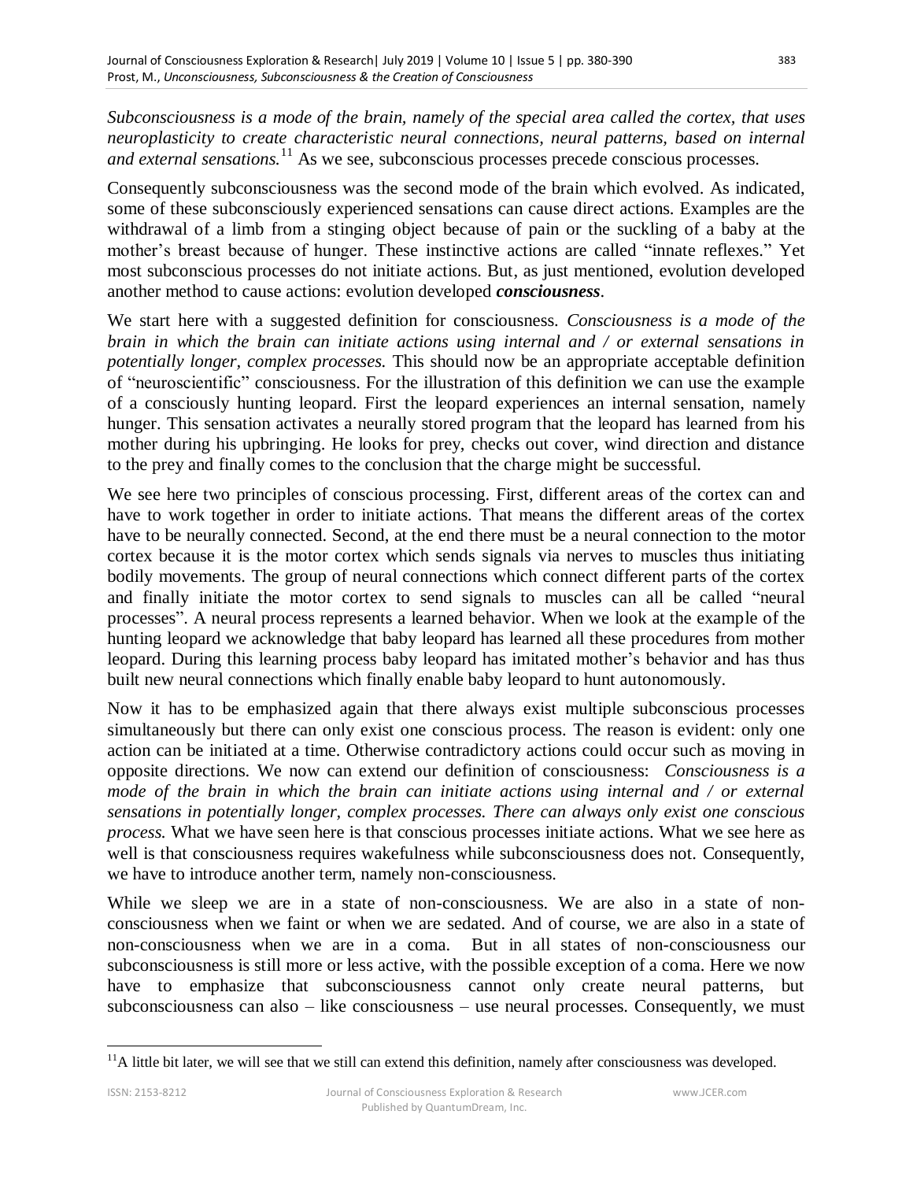*Subconsciousness is a mode of the brain, namely of the special area called the cortex, that uses neuroplasticity to create characteristic neural connections, neural patterns, based on internal and external sensations.*[11] As we see, subconscious processes precede conscious processes.

Consequently subconsciousness was the second mode of the brain which evolved. As indicated, some of these subconsciously experienced sensations can cause direct actions. Examples are the withdrawal of a limb from a stinging object because of pain or the suckling of a baby at the mother's breast because of hunger. These instinctive actions are called "innate reflexes." Yet most subconscious processes do not initiate actions. But, as just mentioned, evolution developed another method to cause actions: evolution developed ***consciousness***.

We start here with a suggested definition for consciousness. *Consciousness is a mode of the brain in which the brain can initiate actions using internal and / or external sensations in potentially longer, complex processes.* This should now be an appropriate acceptable definition of "neuroscientific" consciousness. For the illustration of this definition we can use the example of a consciously hunting leopard. First the leopard experiences an internal sensation, namely hunger. This sensation activates a neurally stored program that the leopard has learned from his mother during his upbringing. He looks for prey, checks out cover, wind direction and distance to the prey and finally comes to the conclusion that the charge might be successful.

We see here two principles of conscious processing. First, different areas of the cortex can and have to work together in order to initiate actions. That means the different areas of the cortex have to be neurally connected. Second, at the end there must be a neural connection to the motor cortex because it is the motor cortex which sends signals via nerves to muscles thus initiating bodily movements. The group of neural connections which connect different parts of the cortex and finally initiate the motor cortex to send signals to muscles can all be called "neural processes". A neural process represents a learned behavior. When we look at the example of the hunting leopard we acknowledge that baby leopard has learned all these procedures from mother leopard. During this learning process baby leopard has imitated mother's behavior and has thus built new neural connections which finally enable baby leopard to hunt autonomously.

Now it has to be emphasized again that there always exist multiple subconscious processes simultaneously but there can only exist one conscious process. The reason is evident: only one action can be initiated at a time. Otherwise contradictory actions could occur such as moving in opposite directions. We now can extend our definition of consciousness: *Consciousness is a mode of the brain in which the brain can initiate actions using internal and / or external sensations in potentially longer, complex processes. There can always only exist one conscious process.* What we have seen here is that conscious processes initiate actions. What we see here as well is that consciousness requires wakefulness while subconsciousness does not. Consequently, we have to introduce another term, namely non-consciousness.

While we sleep we are in a state of non-consciousness. We are also in a state of non-consciousness when we faint or when we are sedated. And of course, we are also in a state of non-consciousness when we are in a coma. But in all states of non-consciousness our subconsciousness is still more or less active, with the possible exception of a coma. Here we now have to emphasize that subconsciousness cannot only create neural patterns, but subconsciousness can also – like consciousness – use neural processes. Consequently, we must

[11] A little bit later, we will see that we still can extend this definition, namely after consciousness was developed.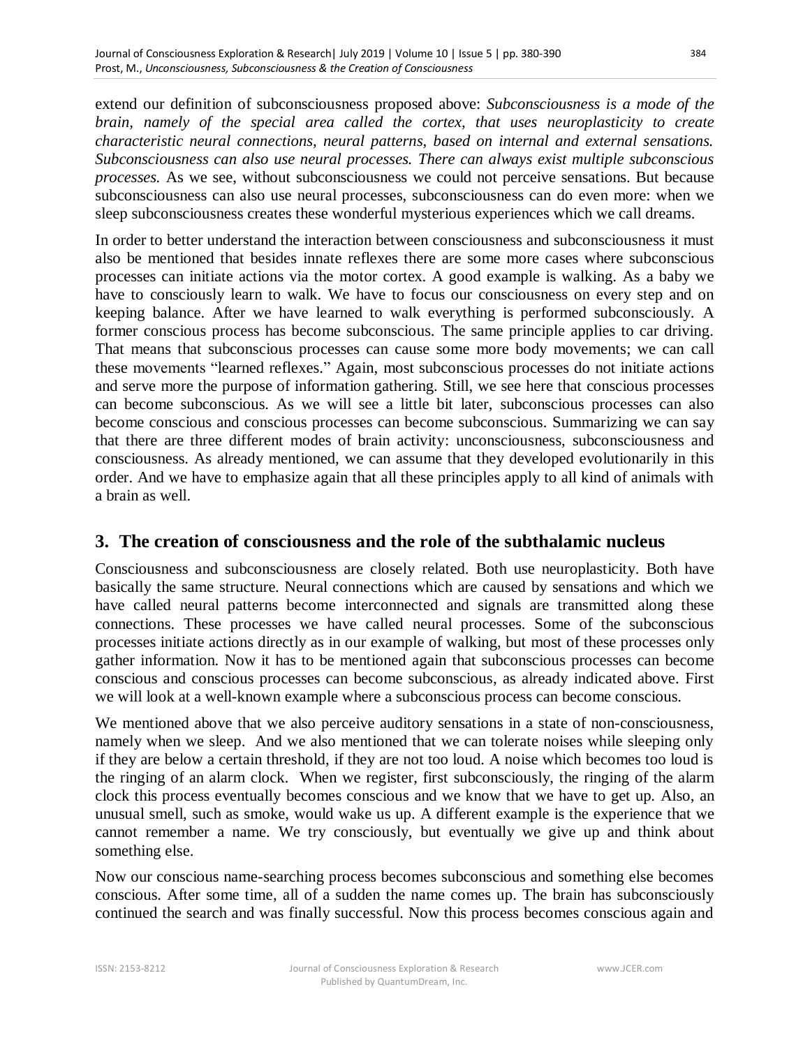extend our definition of subconsciousness proposed above: *Subconsciousness is a mode of the brain, namely of the special area called the cortex, that uses neuroplasticity to create characteristic neural connections, neural patterns, based on internal and external sensations. Subconsciousness can also use neural processes. There can always exist multiple subconscious processes.* As we see, without subconsciousness we could not perceive sensations. But because subconsciousness can also use neural processes, subconsciousness can do even more: when we sleep subconsciousness creates these wonderful mysterious experiences which we call dreams.

In order to better understand the interaction between consciousness and subconsciousness it must also be mentioned that besides innate reflexes there are some more cases where subconscious processes can initiate actions via the motor cortex. A good example is walking. As a baby we have to consciously learn to walk. We have to focus our consciousness on every step and on keeping balance. After we have learned to walk everything is performed subconsciously. A former conscious process has become subconscious. The same principle applies to car driving. That means that subconscious processes can cause some more body movements; we can call these movements "learned reflexes." Again, most subconscious processes do not initiate actions and serve more the purpose of information gathering. Still, we see here that conscious processes can become subconscious. As we will see a little bit later, subconscious processes can also become conscious and conscious processes can become subconscious. Summarizing we can say that there are three different modes of brain activity: unconsciousness, subconsciousness and consciousness. As already mentioned, we can assume that they developed evolutionarily in this order. And we have to emphasize again that all these principles apply to all kind of animals with a brain as well.

## 3. The creation of consciousness and the role of the subthalamic nucleus

Consciousness and subconsciousness are closely related. Both use neuroplasticity. Both have basically the same structure. Neural connections which are caused by sensations and which we have called neural patterns become interconnected and signals are transmitted along these connections. These processes we have called neural processes. Some of the subconscious processes initiate actions directly as in our example of walking, but most of these processes only gather information. Now it has to be mentioned again that subconscious processes can become conscious and conscious processes can become subconscious, as already indicated above. First we will look at a well-known example where a subconscious process can become conscious.

We mentioned above that we also perceive auditory sensations in a state of non-consciousness, namely when we sleep. And we also mentioned that we can tolerate noises while sleeping only if they are below a certain threshold, if they are not too loud. A noise which becomes too loud is the ringing of an alarm clock. When we register, first subconsciously, the ringing of the alarm clock this process eventually becomes conscious and we know that we have to get up. Also, an unusual smell, such as smoke, would wake us up. A different example is the experience that we cannot remember a name. We try consciously, but eventually we give up and think about something else.

Now our conscious name-searching process becomes subconscious and something else becomes conscious. After some time, all of a sudden the name comes up. The brain has subconsciously continued the search and was finally successful. Now this process becomes conscious again and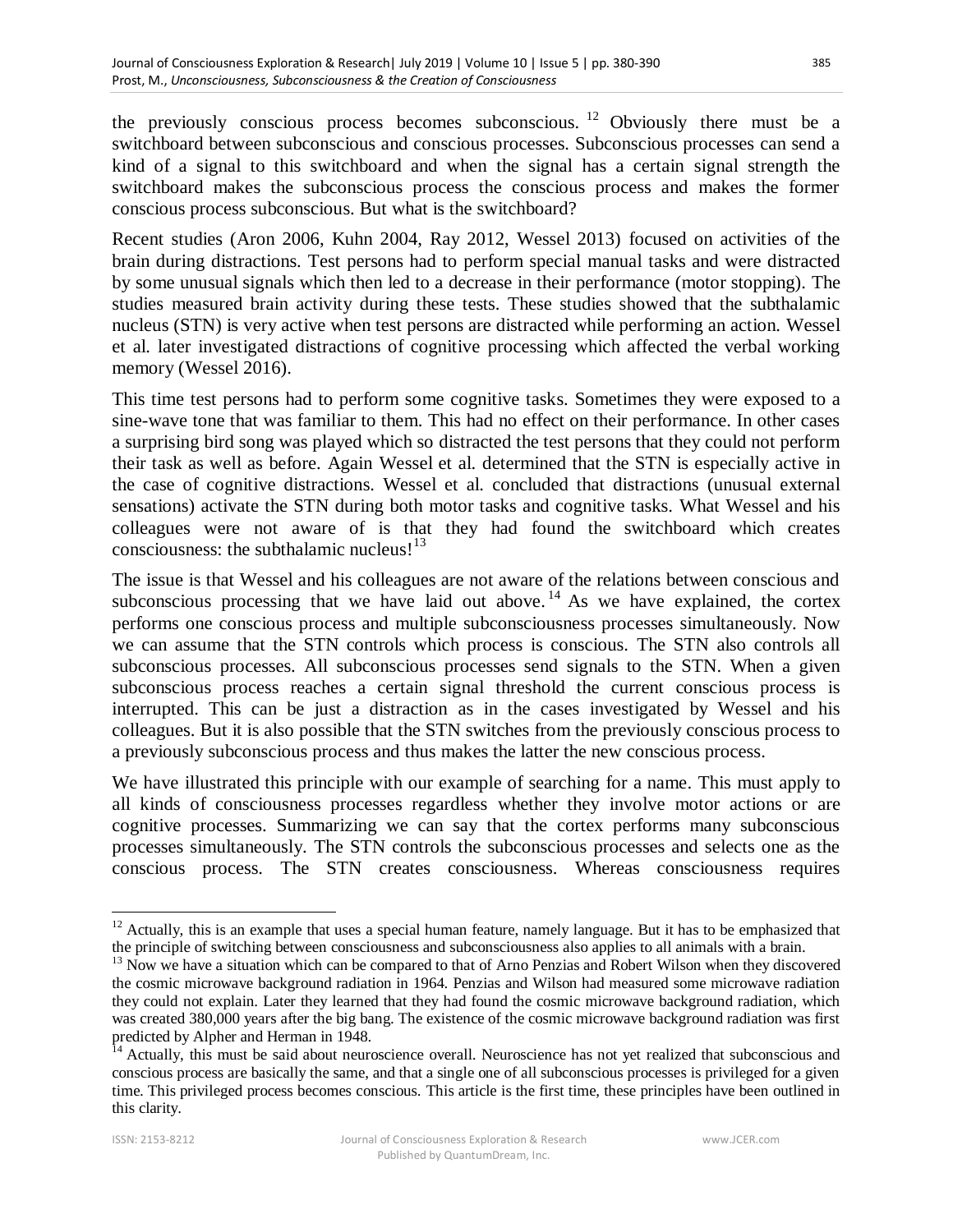the previously conscious process becomes subconscious.[12] Obviously there must be a switchboard between subconscious and conscious processes. Subconscious processes can send a kind of a signal to this switchboard and when the signal has a certain signal strength the switchboard makes the subconscious process the conscious process and makes the former conscious process subconscious. But what is the switchboard?

Recent studies (Aron 2006, Kuhn 2004, Ray 2012, Wessel 2013) focused on activities of the brain during distractions. Test persons had to perform special manual tasks and were distracted by some unusual signals which then led to a decrease in their performance (motor stopping). The studies measured brain activity during these tests. These studies showed that the subthalamic nucleus (STN) is very active when test persons are distracted while performing an action. Wessel et al. later investigated distractions of cognitive processing which affected the verbal working memory (Wessel 2016).

This time test persons had to perform some cognitive tasks. Sometimes they were exposed to a sine-wave tone that was familiar to them. This had no effect on their performance. In other cases a surprising bird song was played which so distracted the test persons that they could not perform their task as well as before. Again Wessel et al. determined that the STN is especially active in the case of cognitive distractions. Wessel et al. concluded that distractions (unusual external sensations) activate the STN during both motor tasks and cognitive tasks. What Wessel and his colleagues were not aware of is that they had found the switchboard which creates consciousness: the subthalamic nucleus![13]

The issue is that Wessel and his colleagues are not aware of the relations between conscious and subconscious processing that we have laid out above.[14] As we have explained, the cortex performs one conscious process and multiple subconsciousness processes simultaneously. Now we can assume that the STN controls which process is conscious. The STN also controls all subconscious processes. All subconscious processes send signals to the STN. When a given subconscious process reaches a certain signal threshold the current conscious process is interrupted. This can be just a distraction as in the cases investigated by Wessel and his colleagues. But it is also possible that the STN switches from the previously conscious process to a previously subconscious process and thus makes the latter the new conscious process.

We have illustrated this principle with our example of searching for a name. This must apply to all kinds of consciousness processes regardless whether they involve motor actions or are cognitive processes. Summarizing we can say that the cortex performs many subconscious processes simultaneously. The STN controls the subconscious processes and selects one as the conscious process. The STN creates consciousness. Whereas consciousness requires

---

[12] Actually, this is an example that uses a special human feature, namely language. But it has to be emphasized that the principle of switching between consciousness and subconsciousness also applies to all animals with a brain.

[13] Now we have a situation which can be compared to that of Arno Penzias and Robert Wilson when they discovered the cosmic microwave background radiation in 1964. Penzias and Wilson had measured some microwave radiation they could not explain. Later they learned that they had found the cosmic microwave background radiation, which was created 380,000 years after the big bang. The existence of the cosmic microwave background radiation was first predicted by Alpher and Herman in 1948.

[14] Actually, this must be said about neuroscience overall. Neuroscience has not yet realized that subconscious and conscious process are basically the same, and that a single one of all subconscious processes is privileged for a given time. This privileged process becomes conscious. This article is the first time, these principles have been outlined in this clarity.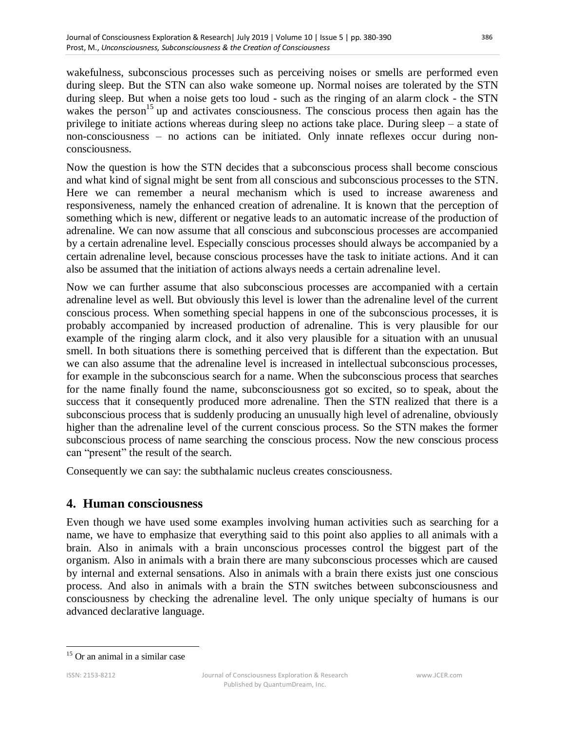wakefulness, subconscious processes such as perceiving noises or smells are performed even during sleep. But the STN can also wake someone up. Normal noises are tolerated by the STN during sleep. But when a noise gets too loud - such as the ringing of an alarm clock - the STN wakes the person[15] up and activates consciousness. The conscious process then again has the privilege to initiate actions whereas during sleep no actions take place. During sleep – a state of non-consciousness – no actions can be initiated. Only innate reflexes occur during non-consciousness.

Now the question is how the STN decides that a subconscious process shall become conscious and what kind of signal might be sent from all conscious and subconscious processes to the STN. Here we can remember a neural mechanism which is used to increase awareness and responsiveness, namely the enhanced creation of adrenaline. It is known that the perception of something which is new, different or negative leads to an automatic increase of the production of adrenaline. We can now assume that all conscious and subconscious processes are accompanied by a certain adrenaline level. Especially conscious processes should always be accompanied by a certain adrenaline level, because conscious processes have the task to initiate actions. And it can also be assumed that the initiation of actions always needs a certain adrenaline level.

Now we can further assume that also subconscious processes are accompanied with a certain adrenaline level as well. But obviously this level is lower than the adrenaline level of the current conscious process. When something special happens in one of the subconscious processes, it is probably accompanied by increased production of adrenaline. This is very plausible for our example of the ringing alarm clock, and it also very plausible for a situation with an unusual smell. In both situations there is something perceived that is different than the expectation. But we can also assume that the adrenaline level is increased in intellectual subconscious processes, for example in the subconscious search for a name. When the subconscious process that searches for the name finally found the name, subconsciousness got so excited, so to speak, about the success that it consequently produced more adrenaline. Then the STN realized that there is a subconscious process that is suddenly producing an unusually high level of adrenaline, obviously higher than the adrenaline level of the current conscious process. So the STN makes the former subconscious process of name searching the conscious process. Now the new conscious process can "present" the result of the search.

Consequently we can say: the subthalamic nucleus creates consciousness.

## 4. Human consciousness

Even though we have used some examples involving human activities such as searching for a name, we have to emphasize that everything said to this point also applies to all animals with a brain. Also in animals with a brain unconscious processes control the biggest part of the organism. Also in animals with a brain there are many subconscious processes which are caused by internal and external sensations. Also in animals with a brain there exists just one conscious process. And also in animals with a brain the STN switches between subconsciousness and consciousness by checking the adrenaline level. The only unique specialty of humans is our advanced declarative language.

[15] Or an animal in a similar case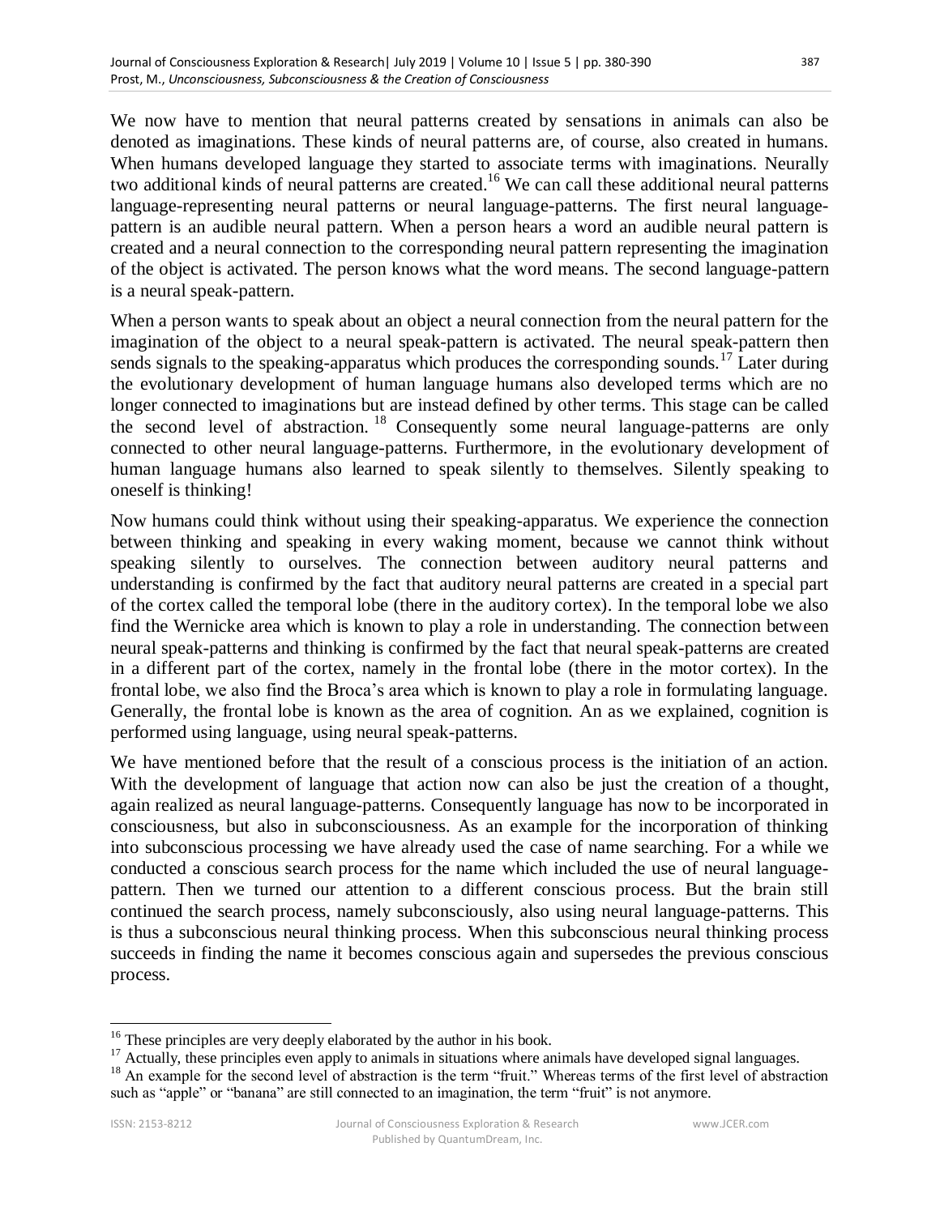We now have to mention that neural patterns created by sensations in animals can also be denoted as imaginations. These kinds of neural patterns are, of course, also created in humans. When humans developed language they started to associate terms with imaginations. Neurally two additional kinds of neural patterns are created.[16] We can call these additional neural patterns language-representing neural patterns or neural language-patterns. The first neural language-pattern is an audible neural pattern. When a person hears a word an audible neural pattern is created and a neural connection to the corresponding neural pattern representing the imagination of the object is activated. The person knows what the word means. The second language-pattern is a neural speak-pattern.

When a person wants to speak about an object a neural connection from the neural pattern for the imagination of the object to a neural speak-pattern is activated. The neural speak-pattern then sends signals to the speaking-apparatus which produces the corresponding sounds.[17] Later during the evolutionary development of human language humans also developed terms which are no longer connected to imaginations but are instead defined by other terms. This stage can be called the second level of abstraction.[18] Consequently some neural language-patterns are only connected to other neural language-patterns. Furthermore, in the evolutionary development of human language humans also learned to speak silently to themselves. Silently speaking to oneself is thinking!

Now humans could think without using their speaking-apparatus. We experience the connection between thinking and speaking in every waking moment, because we cannot think without speaking silently to ourselves. The connection between auditory neural patterns and understanding is confirmed by the fact that auditory neural patterns are created in a special part of the cortex called the temporal lobe (there in the auditory cortex). In the temporal lobe we also find the Wernicke area which is known to play a role in understanding. The connection between neural speak-patterns and thinking is confirmed by the fact that neural speak-patterns are created in a different part of the cortex, namely in the frontal lobe (there in the motor cortex). In the frontal lobe, we also find the Broca's area which is known to play a role in formulating language. Generally, the frontal lobe is known as the area of cognition. An as we explained, cognition is performed using language, using neural speak-patterns.

We have mentioned before that the result of a conscious process is the initiation of an action. With the development of language that action now can also be just the creation of a thought, again realized as neural language-patterns. Consequently language has now to be incorporated in consciousness, but also in subconsciousness. As an example for the incorporation of thinking into subconscious processing we have already used the case of name searching. For a while we conducted a conscious search process for the name which included the use of neural language-pattern. Then we turned our attention to a different conscious process. But the brain still continued the search process, namely subconsciously, also using neural language-patterns. This is thus a subconscious neural thinking process. When this subconscious neural thinking process succeeds in finding the name it becomes conscious again and supersedes the previous conscious process.

---

[16] These principles are very deeply elaborated by the author in his book.

[17] Actually, these principles even apply to animals in situations where animals have developed signal languages.

[18] An example for the second level of abstraction is the term "fruit." Whereas terms of the first level of abstraction such as "apple" or "banana" are still connected to an imagination, the term "fruit" is not anymore.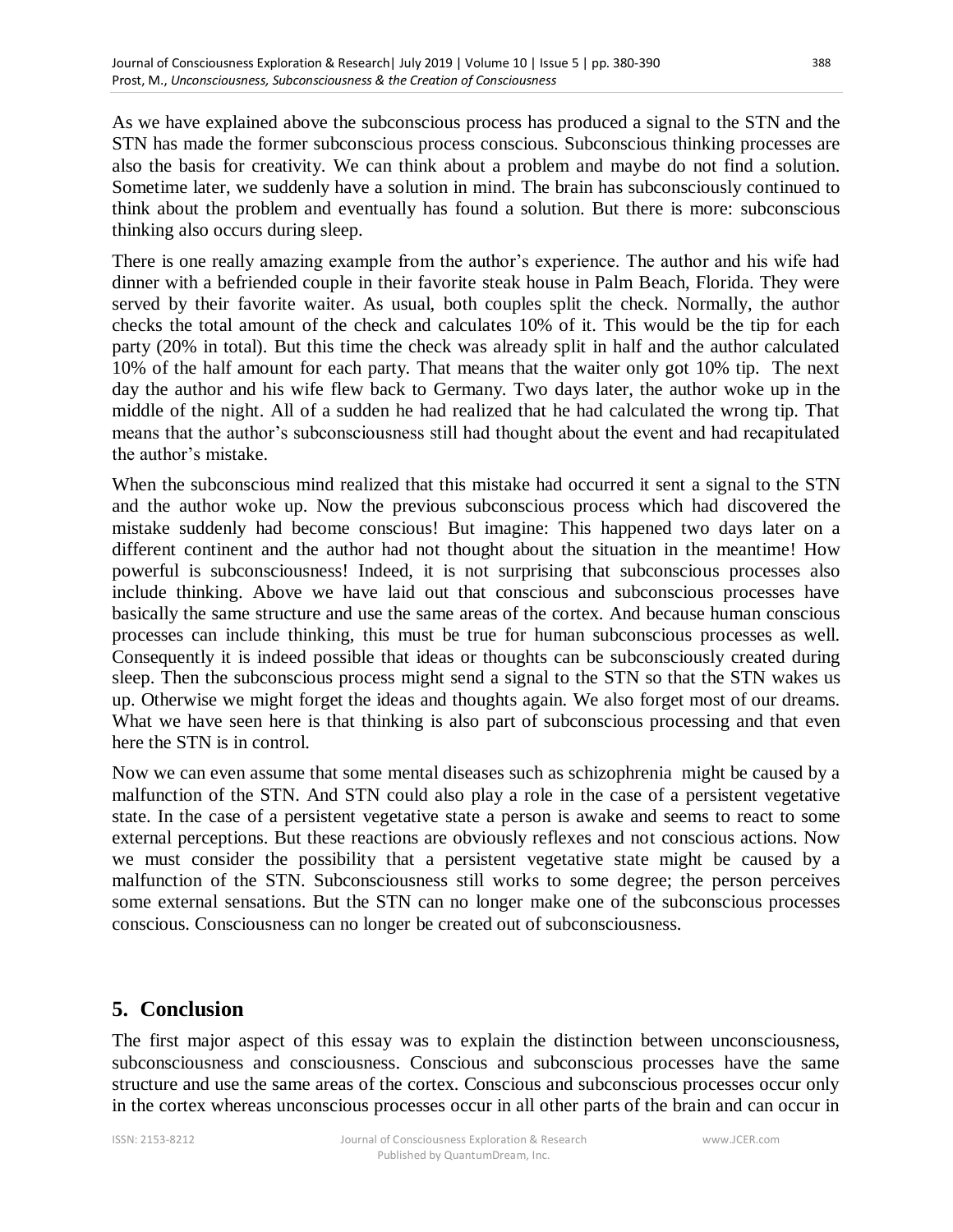As we have explained above the subconscious process has produced a signal to the STN and the STN has made the former subconscious process conscious. Subconscious thinking processes are also the basis for creativity. We can think about a problem and maybe do not find a solution. Sometime later, we suddenly have a solution in mind. The brain has subconsciously continued to think about the problem and eventually has found a solution. But there is more: subconscious thinking also occurs during sleep.

There is one really amazing example from the author's experience. The author and his wife had dinner with a befriended couple in their favorite steak house in Palm Beach, Florida. They were served by their favorite waiter. As usual, both couples split the check. Normally, the author checks the total amount of the check and calculates 10% of it. This would be the tip for each party (20% in total). But this time the check was already split in half and the author calculated 10% of the half amount for each party. That means that the waiter only got 10% tip. The next day the author and his wife flew back to Germany. Two days later, the author woke up in the middle of the night. All of a sudden he had realized that he had calculated the wrong tip. That means that the author's subconsciousness still had thought about the event and had recapitulated the author's mistake.

When the subconscious mind realized that this mistake had occurred it sent a signal to the STN and the author woke up. Now the previous subconscious process which had discovered the mistake suddenly had become conscious! But imagine: This happened two days later on a different continent and the author had not thought about the situation in the meantime! How powerful is subconsciousness! Indeed, it is not surprising that subconscious processes also include thinking. Above we have laid out that conscious and subconscious processes have basically the same structure and use the same areas of the cortex. And because human conscious processes can include thinking, this must be true for human subconscious processes as well. Consequently it is indeed possible that ideas or thoughts can be subconsciously created during sleep. Then the subconscious process might send a signal to the STN so that the STN wakes us up. Otherwise we might forget the ideas and thoughts again. We also forget most of our dreams. What we have seen here is that thinking is also part of subconscious processing and that even here the STN is in control.

Now we can even assume that some mental diseases such as schizophrenia might be caused by a malfunction of the STN. And STN could also play a role in the case of a persistent vegetative state. In the case of a persistent vegetative state a person is awake and seems to react to some external perceptions. But these reactions are obviously reflexes and not conscious actions. Now we must consider the possibility that a persistent vegetative state might be caused by a malfunction of the STN. Subconsciousness still works to some degree; the person perceives some external sensations. But the STN can no longer make one of the subconscious processes conscious. Consciousness can no longer be created out of subconsciousness.

## 5. Conclusion

The first major aspect of this essay was to explain the distinction between unconsciousness, subconsciousness and consciousness. Conscious and subconscious processes have the same structure and use the same areas of the cortex. Conscious and subconscious processes occur only in the cortex whereas unconscious processes occur in all other parts of the brain and can occur in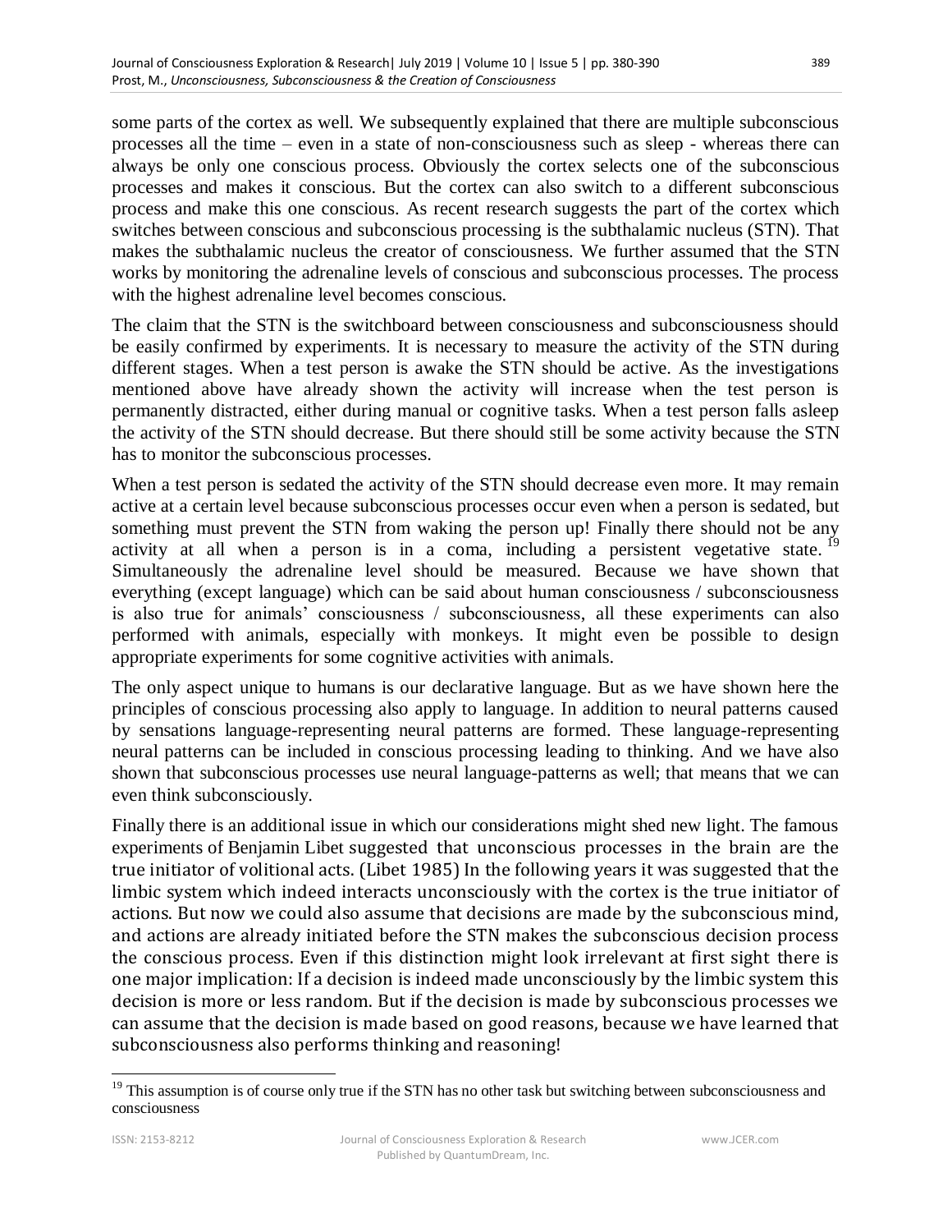some parts of the cortex as well. We subsequently explained that there are multiple subconscious processes all the time – even in a state of non-consciousness such as sleep - whereas there can always be only one conscious process. Obviously the cortex selects one of the subconscious processes and makes it conscious. But the cortex can also switch to a different subconscious process and make this one conscious. As recent research suggests the part of the cortex which switches between conscious and subconscious processing is the subthalamic nucleus (STN). That makes the subthalamic nucleus the creator of consciousness. We further assumed that the STN works by monitoring the adrenaline levels of conscious and subconscious processes. The process with the highest adrenaline level becomes conscious.

The claim that the STN is the switchboard between consciousness and subconsciousness should be easily confirmed by experiments. It is necessary to measure the activity of the STN during different stages. When a test person is awake the STN should be active. As the investigations mentioned above have already shown the activity will increase when the test person is permanently distracted, either during manual or cognitive tasks. When a test person falls asleep the activity of the STN should decrease. But there should still be some activity because the STN has to monitor the subconscious processes.

When a test person is sedated the activity of the STN should decrease even more. It may remain active at a certain level because subconscious processes occur even when a person is sedated, but something must prevent the STN from waking the person up! Finally there should not be any activity at all when a person is in a coma, including a persistent vegetative state.[19] Simultaneously the adrenaline level should be measured. Because we have shown that everything (except language) which can be said about human consciousness / subconsciousness is also true for animals' consciousness / subconsciousness, all these experiments can also performed with animals, especially with monkeys. It might even be possible to design appropriate experiments for some cognitive activities with animals.

The only aspect unique to humans is our declarative language. But as we have shown here the principles of conscious processing also apply to language. In addition to neural patterns caused by sensations language-representing neural patterns are formed. These language-representing neural patterns can be included in conscious processing leading to thinking. And we have also shown that subconscious processes use neural language-patterns as well; that means that we can even think subconsciously.

Finally there is an additional issue in which our considerations might shed new light. The famous experiments of Benjamin Libet suggested that unconscious processes in the brain are the true initiator of volitional acts. (Libet 1985) In the following years it was suggested that the limbic system which indeed interacts unconsciously with the cortex is the true initiator of actions. But now we could also assume that decisions are made by the subconscious mind, and actions are already initiated before the STN makes the subconscious decision process the conscious process. Even if this distinction might look irrelevant at first sight there is one major implication: If a decision is indeed made unconsciously by the limbic system this decision is more or less random. But if the decision is made by subconscious processes we can assume that the decision is made based on good reasons, because we have learned that subconsciousness also performs thinking and reasoning!

---

[19] This assumption is of course only true if the STN has no other task but switching between subconsciousness and consciousness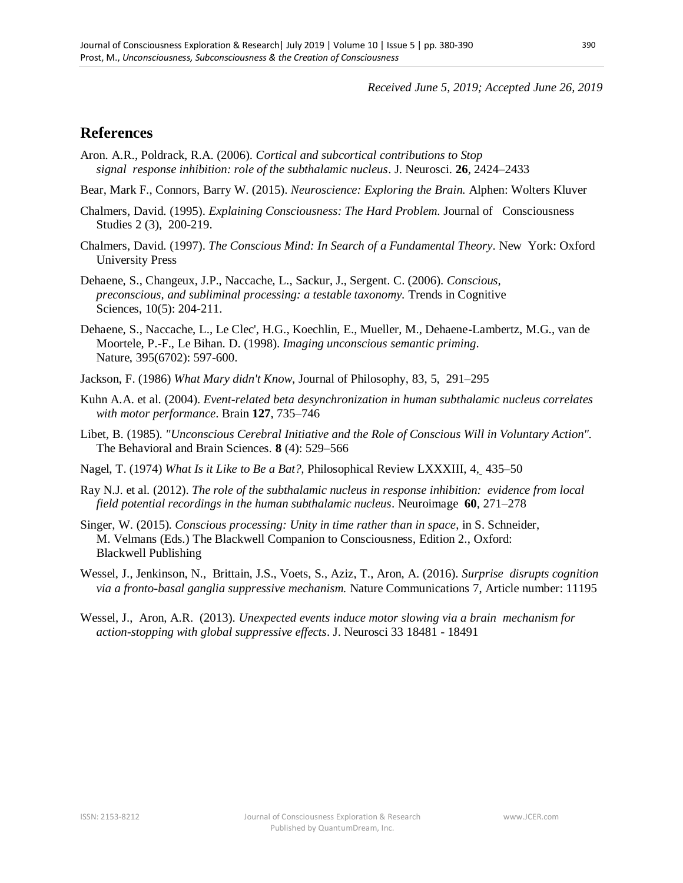*Received June 5, 2019; Accepted June 26, 2019*

## References

Aron. A.R., Poldrack, R.A. (2006). *Cortical and subcortical contributions to Stop signal response inhibition: role of the subthalamic nucleus*. J. Neurosci. **26**, 2424–2433

Bear, Mark F., Connors, Barry W. (2015). *Neuroscience: Exploring the Brain.* Alphen: Wolters Kluver

Chalmers, David. (1995). *Explaining Consciousness: The Hard Problem*. Journal of Consciousness Studies 2 (3), 200-219.

Chalmers, David. (1997). *The Conscious Mind: In Search of a Fundamental Theory*. New York: Oxford University Press

Dehaene, S., Changeux, J.P., Naccache, L., Sackur, J., Sergent. C. (2006). *Conscious, preconscious, and subliminal processing: a testable taxonomy.* Trends in Cognitive Sciences, 10(5): 204-211.

Dehaene, S., Naccache, L., Le Clec', H.G., Koechlin, E., Mueller, M., Dehaene-Lambertz, M.G., van de Moortele, P.-F., Le Bihan. D. (1998). *Imaging unconscious semantic priming*. Nature, 395(6702): 597-600.

Jackson, F. (1986) *What Mary didn't Know*, Journal of Philosophy, 83, 5, 291–295

Kuhn A.A. et al. (2004). *Event-related beta desynchronization in human subthalamic nucleus correlates with motor performance*. Brain **127**, 735–746

Libet, B. (1985). *"Unconscious Cerebral Initiative and the Role of Conscious Will in Voluntary Action".* The Behavioral and Brain Sciences. **8** (4): 529–566

Nagel, T. (1974) *What Is it Like to Be a Bat?,* Philosophical Review LXXXIII, 4, 435–50

Ray N.J. et al. (2012). *The role of the subthalamic nucleus in response inhibition: evidence from local field potential recordings in the human subthalamic nucleus*. Neuroimage **60**, 271–278

Singer, W. (2015). *Conscious processing: Unity in time rather than in space*, in S. Schneider, M. Velmans (Eds.) The Blackwell Companion to Consciousness, Edition 2., Oxford: Blackwell Publishing

Wessel, J., Jenkinson, N., Brittain, J.S., Voets, S., Aziz, T., Aron, A. (2016). *Surprise disrupts cognition via a fronto-basal ganglia suppressive mechanism.* Nature Communications 7, Article number: 11195

Wessel, J., Aron, A.R. (2013). *Unexpected events induce motor slowing via a brain mechanism for action-stopping with global suppressive effects*. J. Neurosci 33 18481 - 18491